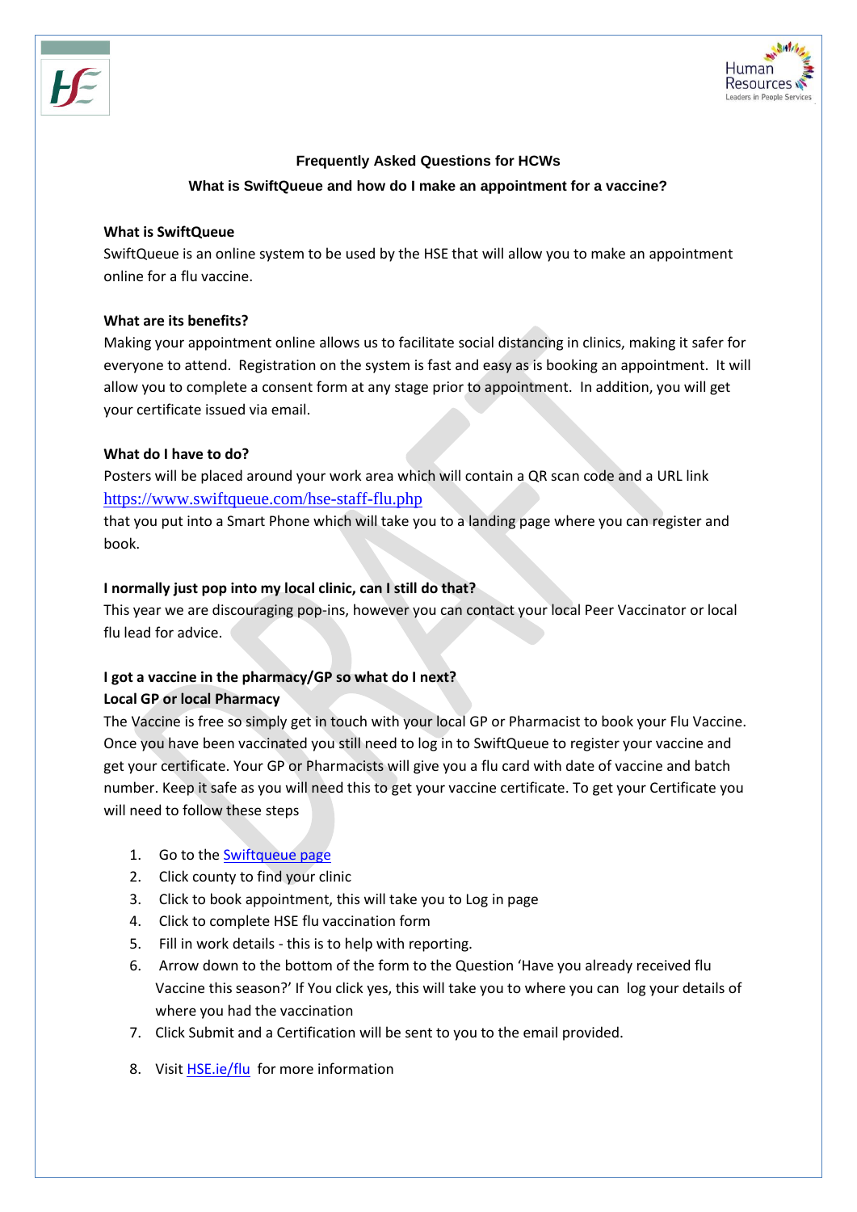# Frequently Asked Questions for HCWs

## What is SwiftQueue and how do I make an appointment for a vaccine?

**What is SwiftQueue**

SwiftQueue is an online system to be used by the HSE that will allow you to make an appointment online for a flu vaccine.

**What are its benefits?**

Making your appointment online allows us to facilitate social distancing in clinics, making it safer for everyone to attend. Registration on the system is fast and easy as is booking an appointment. It will allow you to complete a consent form at any stage prior to appointment. In addition, you will get your certificate issued via email.

**What do I have to do?**

Posters will be placed around your work area which will contain a QR scan code and a URL link https://www.swiftqueue.com/hse-staff-flu.php that you put into a Smart Phone which will take you to a landing page where you can register and book.

**I normally just pop into my local clinic, can I still do that?**

This year we are discouraging pop-ins, however you can contact your local Peer Vaccinator or local flu lead for advice.

**I got a vaccine in the pharmacy/GP so what do I next?**

**Local GP or local Pharmacy**

The Vaccine is free so simply get in touch with your local GP or Pharmacist to book your Flu Vaccine. Once you have been vaccinated you still need to log in to SwiftQueue to register your vaccine and get your certificate. Your GP or Pharmacists will give you a flu card with date of vaccine and batch number. Keep it safe as you will need this to get your vaccine certificate. To get your Certificate you will need to follow these steps

1. Go to the Swiftqueue page
2. Click county to find your clinic
3. Click to book appointment, this will take you to Log in page
4. Click to complete HSE flu vaccination form
5. Fill in work details - this is to help with reporting.
6. Arrow down to the bottom of the form to the Question 'Have you already received flu Vaccine this season?' If You click yes, this will take you to where you can log your details of where you had the vaccination
7. Click Submit and a Certification will be sent to you to the email provided.
8. Visit HSE.ie/flu for more information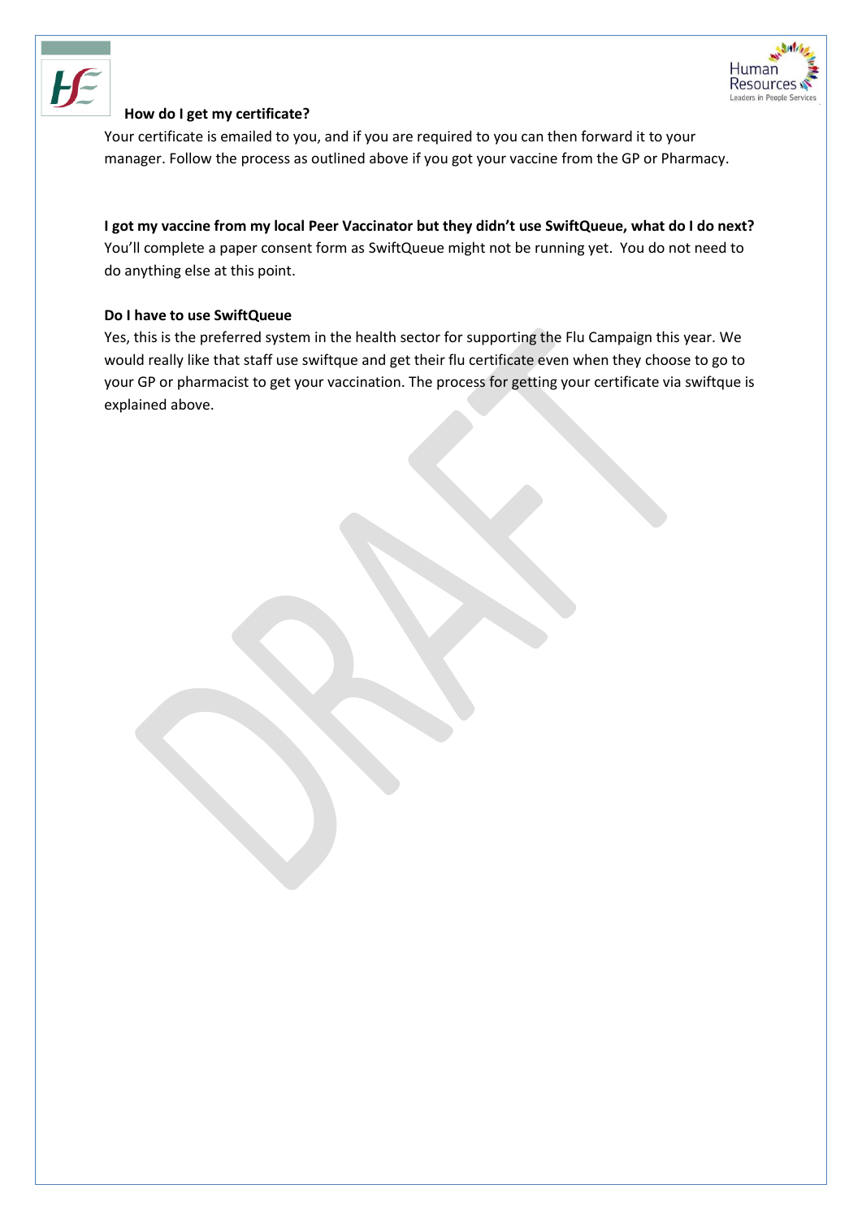**How do I get my certificate?**

Your certificate is emailed to you, and if you are required to you can then forward it to your manager. Follow the process as outlined above if you got your vaccine from the GP or Pharmacy.

**I got my vaccine from my local Peer Vaccinator but they didn't use SwiftQueue, what do I do next?**

You'll complete a paper consent form as SwiftQueue might not be running yet. You do not need to do anything else at this point.

**Do I have to use SwiftQueue**

Yes, this is the preferred system in the health sector for supporting the Flu Campaign this year. We would really like that staff use swiftque and get their flu certificate even when they choose to go to your GP or pharmacist to get your vaccination. The process for getting your certificate via swiftque is explained above.